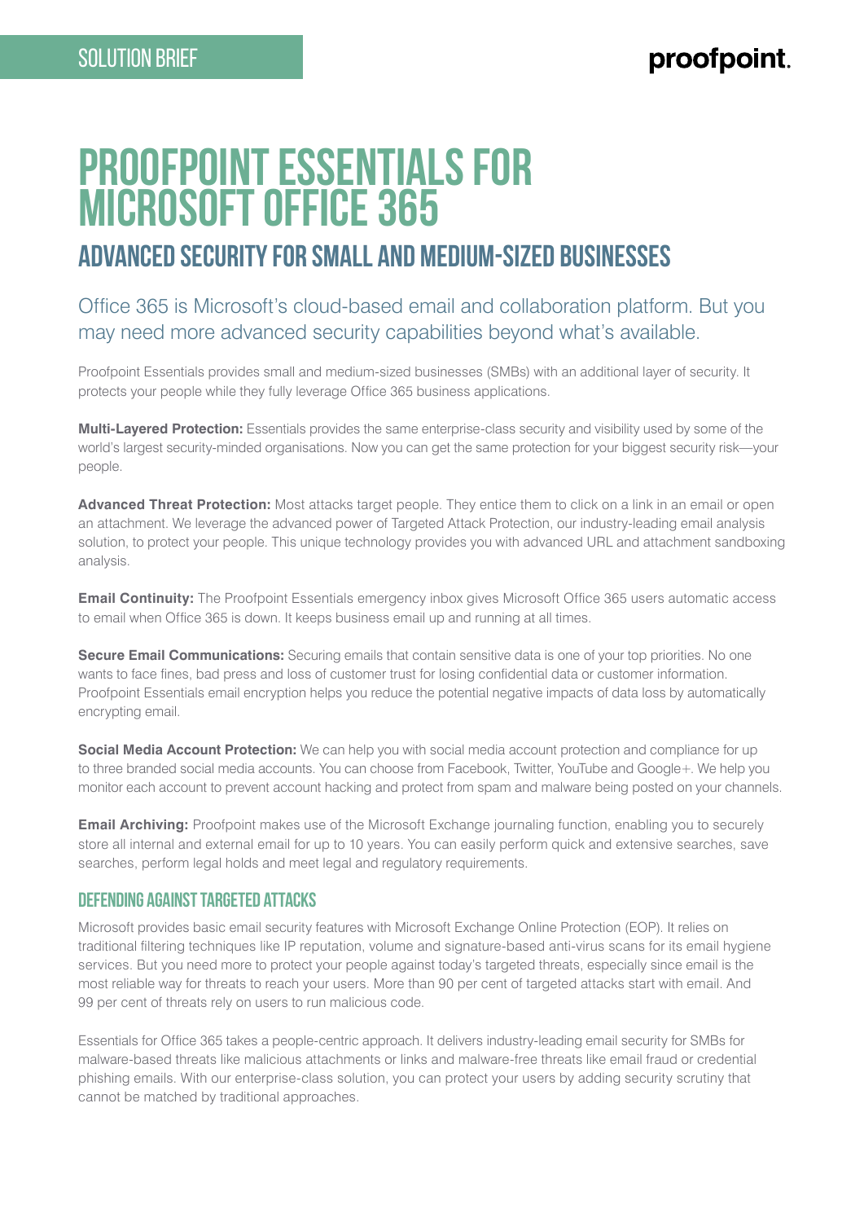SOLUTION BRIEF

# PROOFPOINT ESSENTIALS FOR MICROSOFT OFFICE 365

## ADVANCED SECURITY FOR SMALL AND MEDIUM-SIZED BUSINESSES

Office 365 is Microsoft's cloud-based email and collaboration platform. But you may need more advanced security capabilities beyond what's available.

Proofpoint Essentials provides small and medium-sized businesses (SMBs) with an additional layer of security. It protects your people while they fully leverage Office 365 business applications.

**Multi-Layered Protection:** Essentials provides the same enterprise-class security and visibility used by some of the world's largest security-minded organisations. Now you can get the same protection for your biggest security risk—your people.

**Advanced Threat Protection:** Most attacks target people. They entice them to click on a link in an email or open an attachment. We leverage the advanced power of Targeted Attack Protection, our industry-leading email analysis solution, to protect your people. This unique technology provides you with advanced URL and attachment sandboxing analysis.

**Email Continuity:** The Proofpoint Essentials emergency inbox gives Microsoft Office 365 users automatic access to email when Office 365 is down. It keeps business email up and running at all times.

**Secure Email Communications:** Securing emails that contain sensitive data is one of your top priorities. No one wants to face fines, bad press and loss of customer trust for losing confidential data or customer information. Proofpoint Essentials email encryption helps you reduce the potential negative impacts of data loss by automatically encrypting email.

**Social Media Account Protection:** We can help you with social media account protection and compliance for up to three branded social media accounts. You can choose from Facebook, Twitter, YouTube and Google+. We help you monitor each account to prevent account hacking and protect from spam and malware being posted on your channels.

**Email Archiving:** Proofpoint makes use of the Microsoft Exchange journaling function, enabling you to securely store all internal and external email for up to 10 years. You can easily perform quick and extensive searches, save searches, perform legal holds and meet legal and regulatory requirements.

### DEFENDING AGAINST TARGETED ATTACKS

Microsoft provides basic email security features with Microsoft Exchange Online Protection (EOP). It relies on traditional filtering techniques like IP reputation, volume and signature-based anti-virus scans for its email hygiene services. But you need more to protect your people against today's targeted threats, especially since email is the most reliable way for threats to reach your users. More than 90 per cent of targeted attacks start with email. And 99 per cent of threats rely on users to run malicious code.

Essentials for Office 365 takes a people-centric approach. It delivers industry-leading email security for SMBs for malware-based threats like malicious attachments or links and malware-free threats like email fraud or credential phishing emails. With our enterprise-class solution, you can protect your users by adding security scrutiny that cannot be matched by traditional approaches.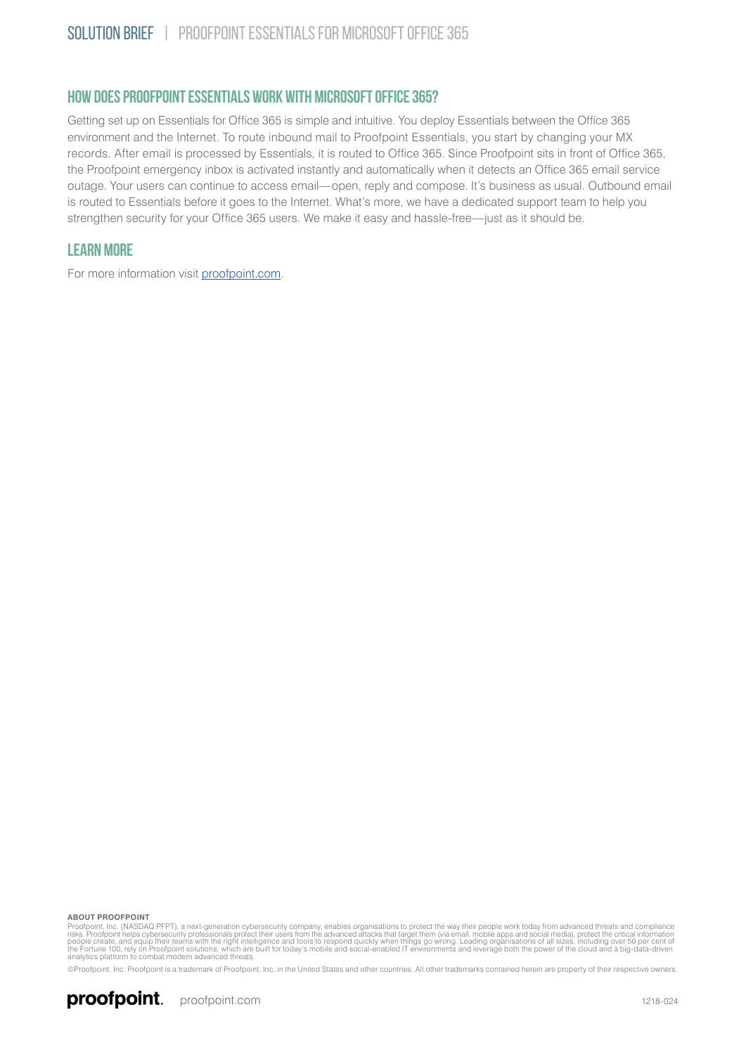## HOW DOES PROOFPOINT ESSENTIALS WORK WITH MICROSOFT OFFICE 365?

Getting set up on Essentials for Office 365 is simple and intuitive. You deploy Essentials between the Office 365 environment and the Internet. To route inbound mail to Proofpoint Essentials, you start by changing your MX records. After email is processed by Essentials, it is routed to Office 365. Since Proofpoint sits in front of Office 365, the Proofpoint emergency inbox is activated instantly and automatically when it detects an Office 365 email service outage. Your users can continue to access email—open, reply and compose. It's business as usual. Outbound email is routed to Essentials before it goes to the Internet. What's more, we have a dedicated support team to help you strengthen security for your Office 365 users. We make it easy and hassle-free—just as it should be.

## LEARN MORE

For more information visit [proofpoint.com](proofpoint.com).

**ABOUT PROOFPOINT**

Proofpoint, Inc. (NASDAQ:PFPT), a next-generation cybersecurity company, enables organisations to protect the way their people work today from advanced threats and compliance risks. Proofpoint helps cybersecurity professionals protect their users from the advanced attacks that target them (via email, mobile apps and social media), protect the critical information people create, and equip their teams with the right intelligence and tools to respond quickly when things go wrong. Leading organisations of all sizes, including over 50 per cent of the Fortune 100, rely on Proofpoint solutions, which are built for today's mobile and social-enabled IT environments and leverage both the power of the cloud and a big-data-driven analytics platform to combat modern advanced threats.

©Proofpoint, Inc. Proofpoint is a trademark of Proofpoint, Inc. in the United States and other countries. All other trademarks contained herein are property of their respective owners.

proofpoint. proofpoint.com

1218-024